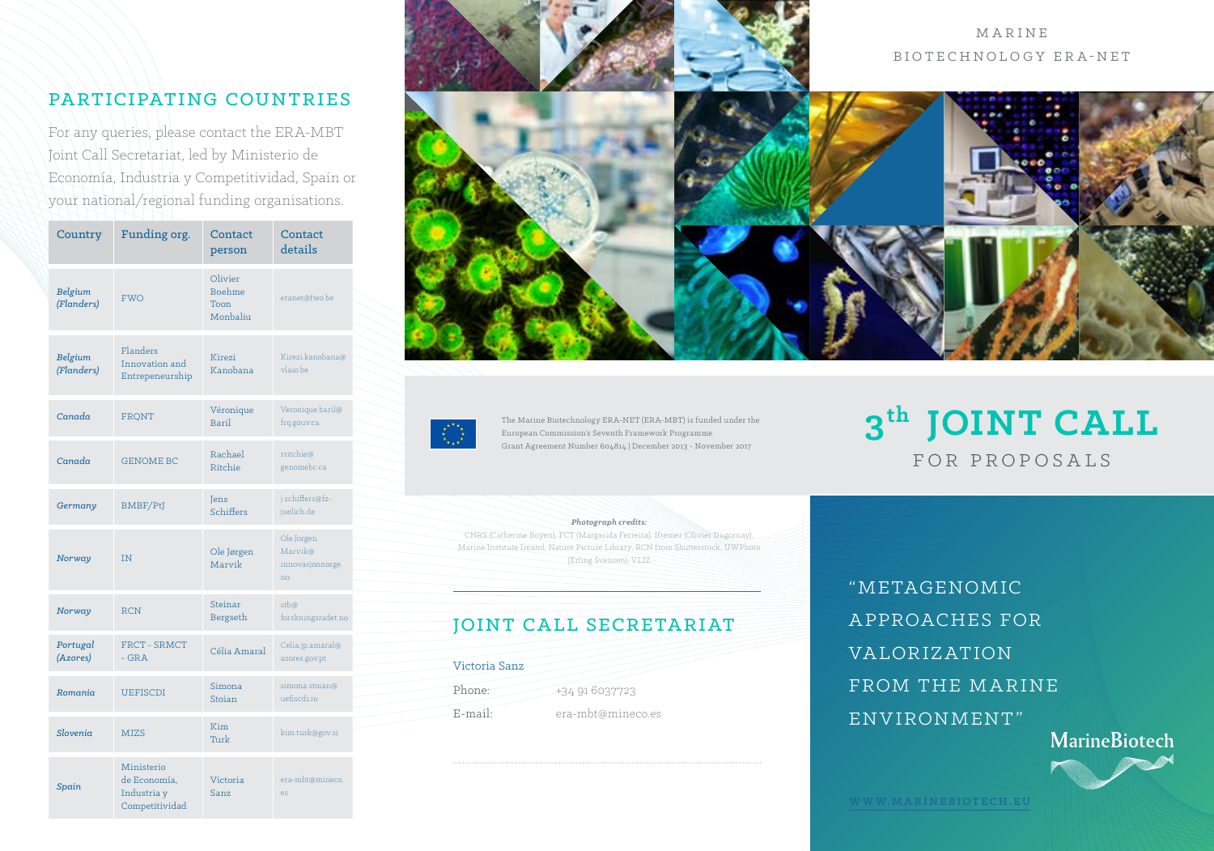## PARTICIPATING COUNTRIES

For any queries, please contact the ERA-MBT Joint Call Secretariat, led by Ministerio de Economía, Industria y Competitividad, Spain or your national/regional funding organisations.

| Country | Funding org. | Contact person | Contact details |
|---|---|---|---|
| *Belgium (Flanders)* | FWO | Olivier Boehme Toon Monbaliu | eranet@fwo.be |
| *Belgium (Flanders)* | Flanders Innovation and Entrepeneurship | Kirezi Kanobana | Kirezi.kanobana@vlaio.be |
| *Canada* | FRQNT | Véronique Baril | Veronique.baril@frq.gouv.ca |
| *Canada* | GENOME BC | Rachael Ritchie | rritchie@genomebc.ca |
| *Germany* | BMBF/PtJ | Jens Schiffers | j.schiffers@fz-juelich.de |
| *Norway* | IN | Ole Jørgen Marvik | Ole.Jorgen.Marvik@innovasjonnorge.no |
| *Norway* | RCN | Steinar Bergseth | stb@forskningsradet.no |
| *Portugal (Azores)* | FRCT - SRMCT - GRA | Célia Amaral | Celia.jp.amaral@azores.gov.pt |
| *Romania* | UEFISCDI | Simona Stoian | simona.stoian@uefiscdi.ro |
| *Slovenia* | MIZS | Kim Turk | kim.turk@gov.si |
| *Spain* | Ministerio de Economía, Industria y Competitividad | Victoria Sanz | era-mbt@mineco.es |

The Marine Biotechnology ERA-NET (ERA-MBT) is funded under the European Commission's Seventh Framework Programme.
Grant Agreement Number 604814 | December 2013 - November 2017

***Photograph credits:***
CNRS (Catherine Boyen), FCT (Margarida Ferreira), Ifremer (Olivier Dugornay), Marine Institute Ireand, Nature Picture Library, RCN from Shutterstock, UWPhoto (Erling Svensen), VLIZ

## JOINT CALL SECRETARIAT

Victoria Sanz

Phone: +34 91 6037723

E-mail: era-mbt@mineco.es

MARINE BIOTECHNOLOGY ERA-NET

# 3th JOINT CALL FOR PROPOSALS

"METAGENOMIC APPROACHES FOR VALORIZATION FROM THE MARINE ENVIRONMENT"

MarineBiotech

WWW.MARINEBIOTECH.EU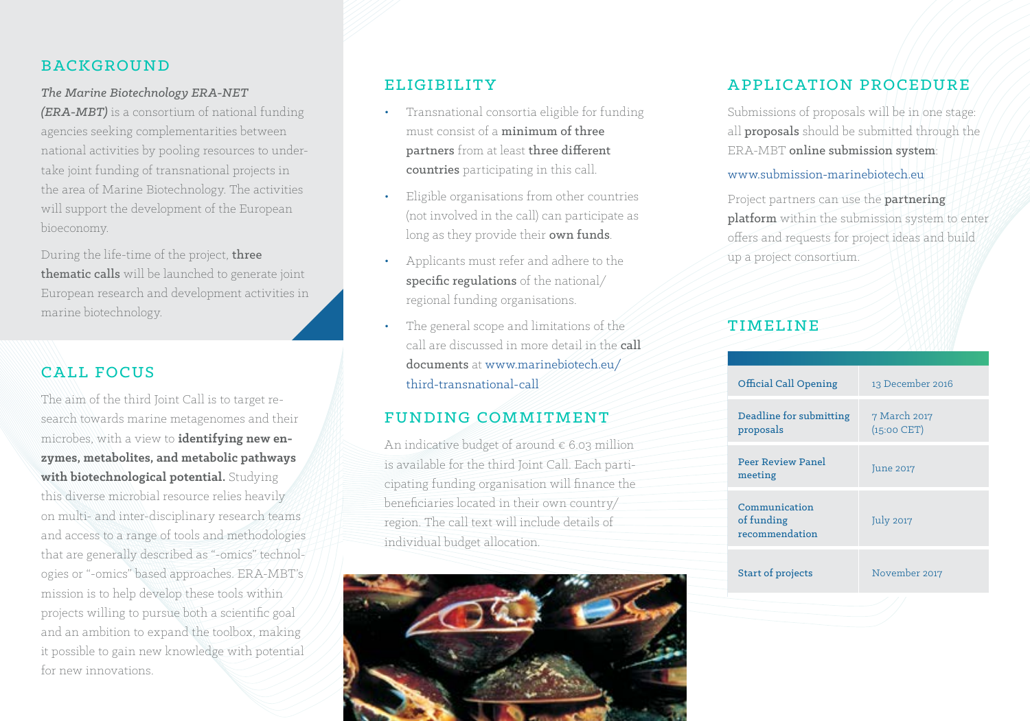## BACKGROUND

*The Marine Biotechnology ERA-NET **(ERA-MBT)*** is a consortium of national funding agencies seeking complementarities between national activities by pooling resources to undertake joint funding of transnational projects in the area of Marine Biotechnology. The activities will support the development of the European bioeconomy.

During the life-time of the project, **three thematic calls** will be launched to generate joint European research and development activities in marine biotechnology.

## CALL FOCUS

The aim of the third Joint Call is to target research towards marine metagenomes and their microbes, with a view to **identifying new enzymes, metabolites, and metabolic pathways with biotechnological potential.** Studying this diverse microbial resource relies heavily on multi- and inter-disciplinary research teams and access to a range of tools and methodologies that are generally described as "-omics" technologies or "-omics" based approaches. ERA-MBT's mission is to help develop these tools within projects willing to pursue both a scientific goal and an ambition to expand the toolbox, making it possible to gain new knowledge with potential for new innovations.

## ELIGIBILITY

- Transnational consortia eligible for funding must consist of a **minimum of three partners** from at least **three different countries** participating in this call.
- Eligible organisations from other countries (not involved in the call) can participate as long as they provide their **own funds**.
- Applicants must refer and adhere to the **specific regulations** of the national/regional funding organisations.
- The general scope and limitations of the call are discussed in more detail in the **call documents** at www.marinebiotech.eu/third-transnational-call

## FUNDING COMMITMENT

An indicative budget of around € 6.03 million is available for the third Joint Call. Each participating funding organisation will finance the beneficiaries located in their own country/region. The call text will include details of individual budget allocation.

## APPLICATION PROCEDURE

Submissions of proposals will be in one stage: all **proposals** should be submitted through the ERA-MBT **online submission system**:

www.submission-marinebiotech.eu

Project partners can use the **partnering platform** within the submission system to enter offers and requests for project ideas and build up a project consortium.

## TIMELINE

| | |
|---|---|
| Official Call Opening | 13 December 2016 |
| Deadline for submitting proposals | 7 March 2017 (15:00 CET) |
| Peer Review Panel meeting | June 2017 |
| Communication of funding recommendation | July 2017 |
| Start of projects | November 2017 |